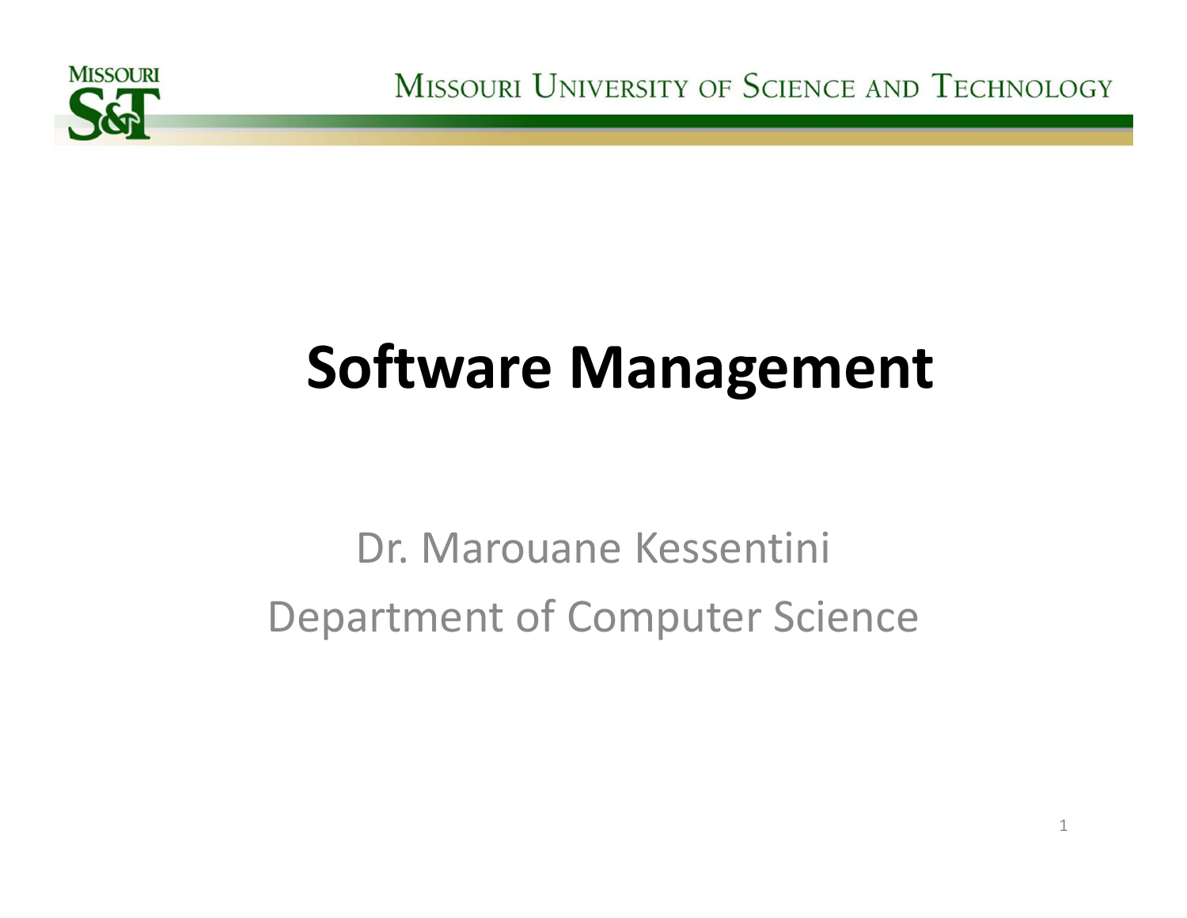# Software Management

Dr. Marouane Kessentini

Department of Computer Science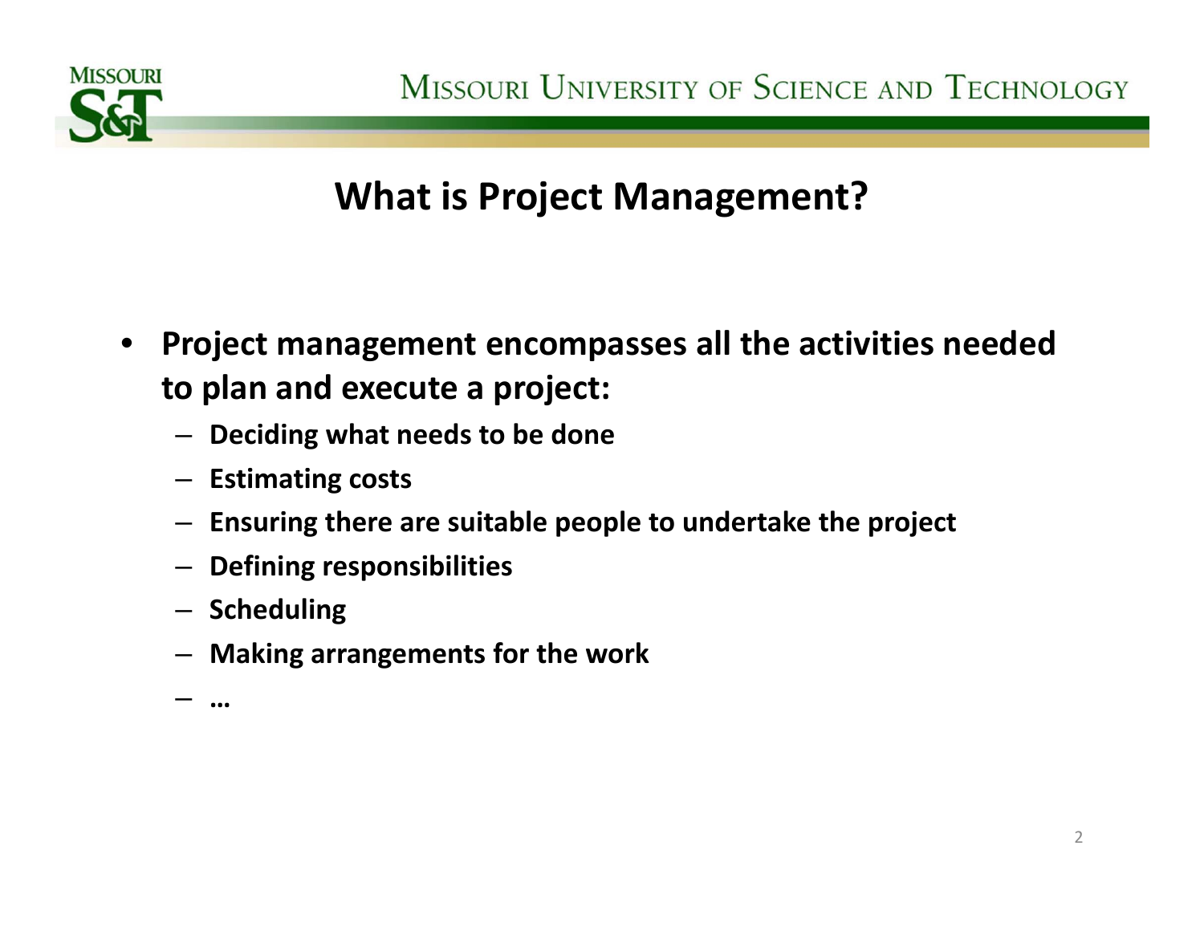# What is Project Management?

- **Project management encompasses all the activities needed to plan and execute a project:**
  - **Deciding what needs to be done**
  - **Estimating costs**
  - **Ensuring there are suitable people to undertake the project**
  - **Defining responsibilities**
  - **Scheduling**
  - **Making arrangements for the work**
  - **…**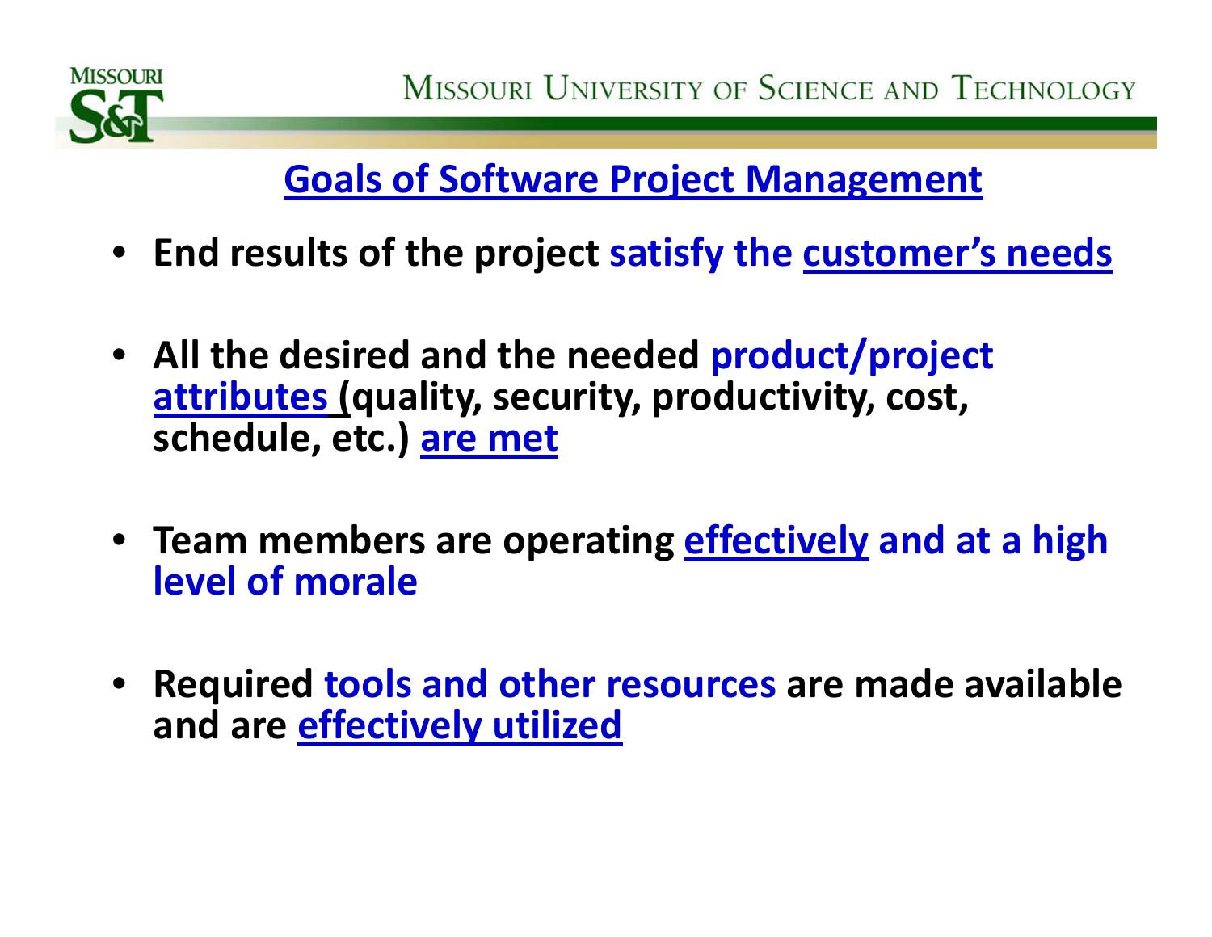## Goals of Software Project Management

- **End results of the project satisfy the customer's needs**
- **All the desired and the needed product/project attributes (quality, security, productivity, cost, schedule, etc.) are met**
- **Team members are operating effectively and at a high level of morale**
- **Required tools and other resources are made available and are effectively utilized**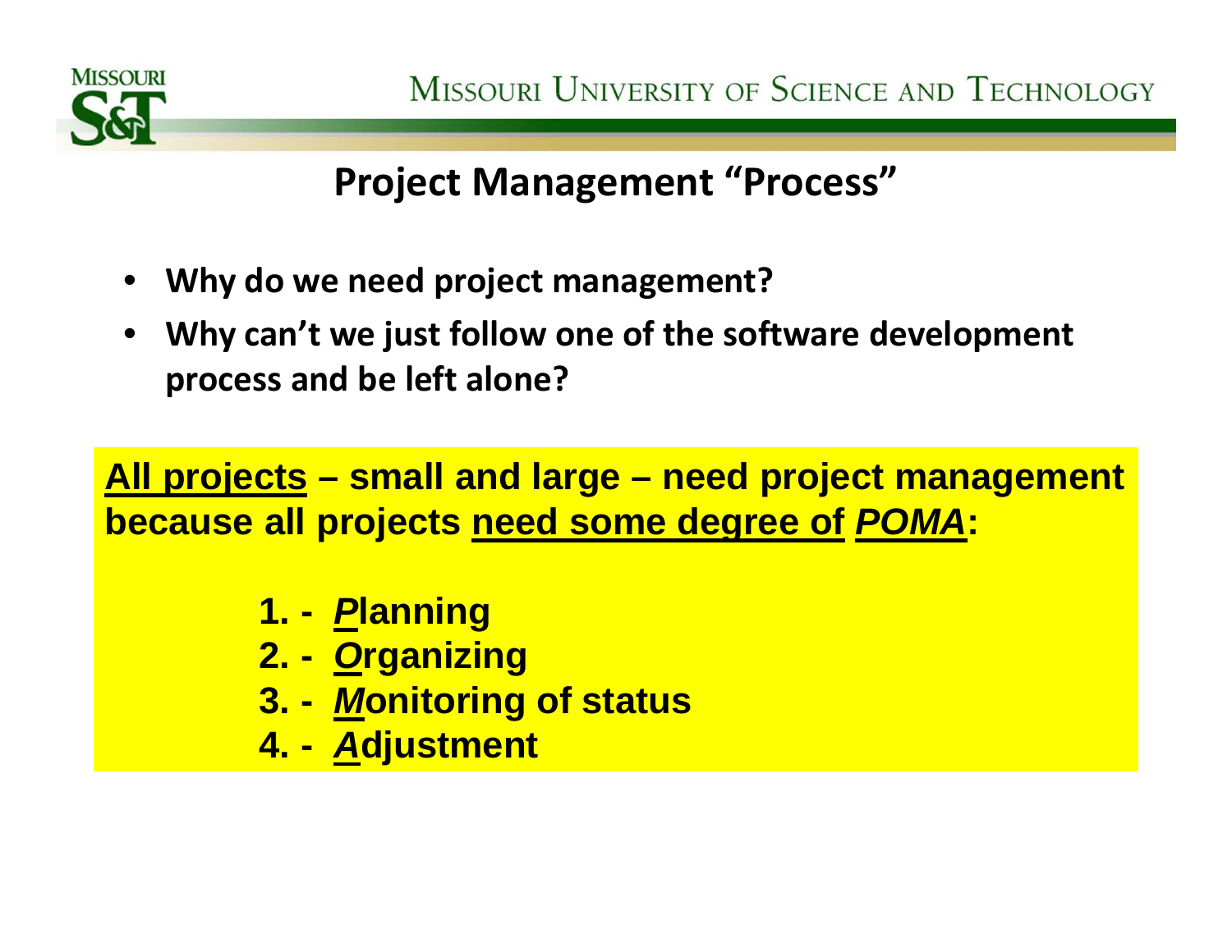## Project Management "Process"

- **Why do we need project management?**
- **Why can't we just follow one of the software development process and be left alone?**

**<u>All projects</u> – small and large – need project management because all projects <u>need some degree of</u> <u>*POMA*</u>:**

1. **- <u>*P*</u>lanning**
2. **- <u>*O*</u>rganizing**
3. **- <u>*M*</u>onitoring of status**
4. **- <u>*A*</u>djustment**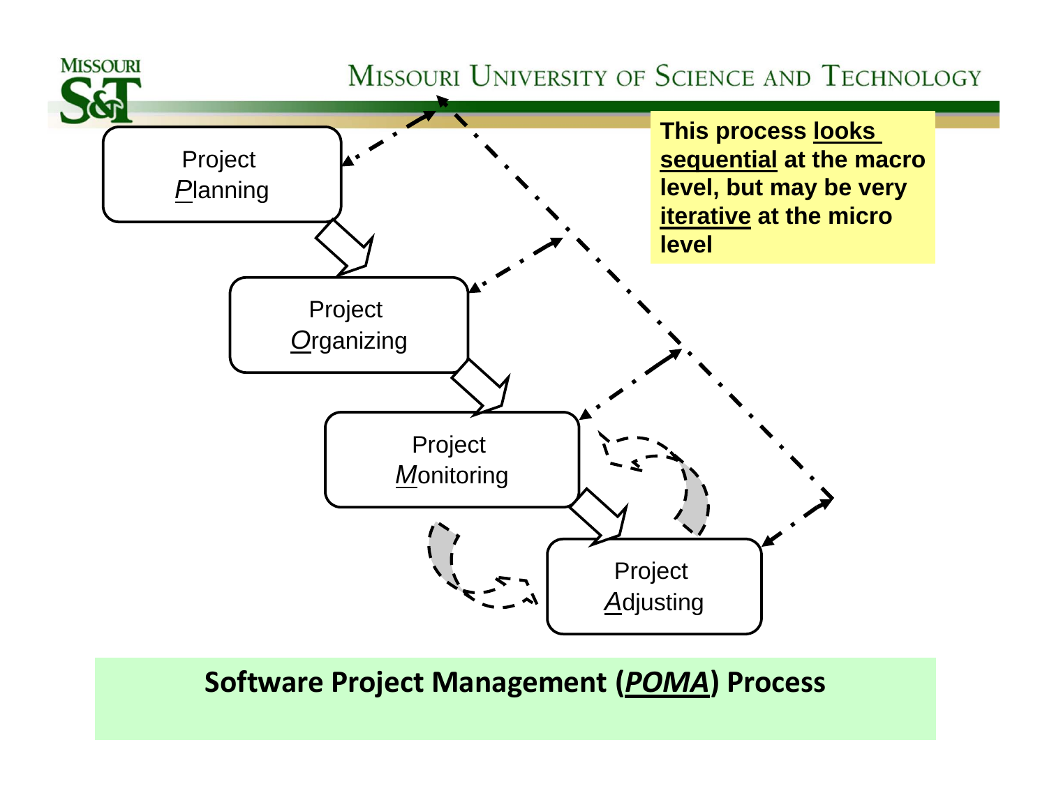Project *Planning*

Project *Organizing*

Project *Monitoring*

Project *Adjusting*

**This process looks sequential at the macro level, but may be very iterative at the micro level**

## Software Project Management (*POMA*) Process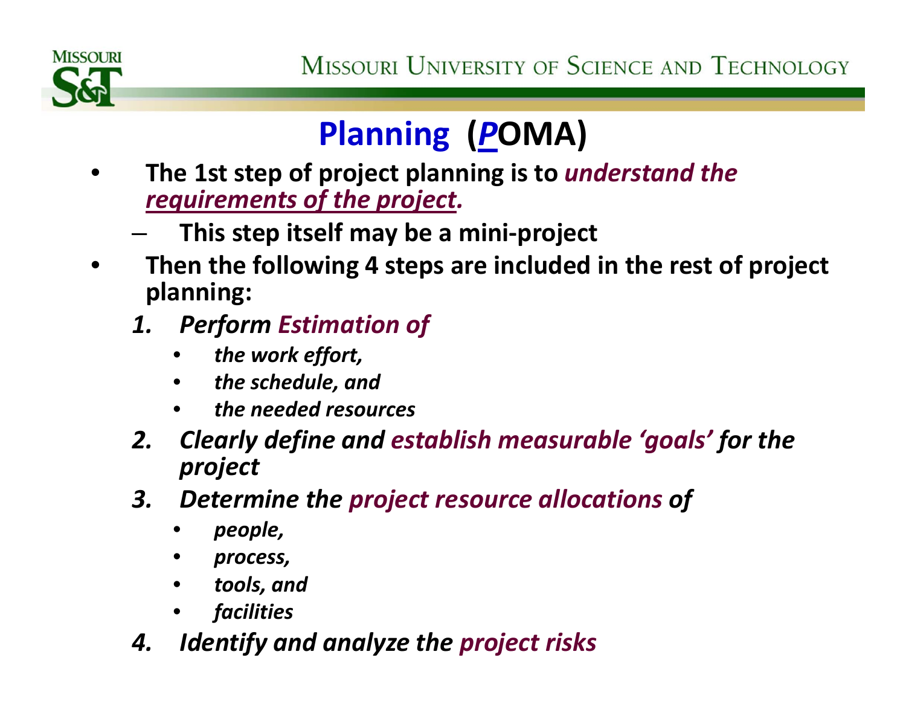# Planning (*P*OMA)

- **The 1st step of project planning is to *understand the requirements of the project.***
  - **This step itself may be a mini-project**
- **Then the following 4 steps are included in the rest of project planning:**

1. ***Perform Estimation of***
   - ***the work effort,***
   - ***the schedule, and***
   - ***the needed resources***
2. ***Clearly define and establish measurable 'goals' for the project***
3. ***Determine the project resource allocations of***
   - ***people,***
   - ***process,***
   - ***tools, and***
   - ***facilities***
4. ***Identify and analyze the project risks***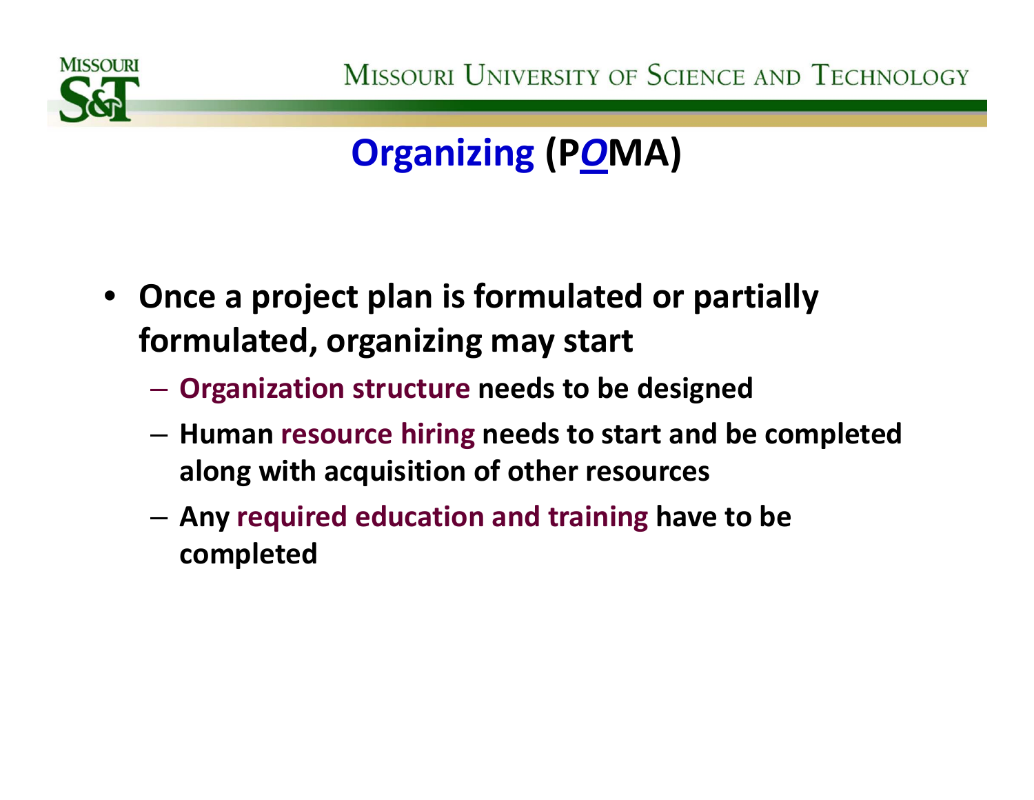# Organizing (P*O*MA)

- **Once a project plan is formulated or partially formulated, organizing may start**
  - **Organization structure needs to be designed**
  - **Human resource hiring needs to start and be completed along with acquisition of other resources**
  - **Any required education and training have to be completed**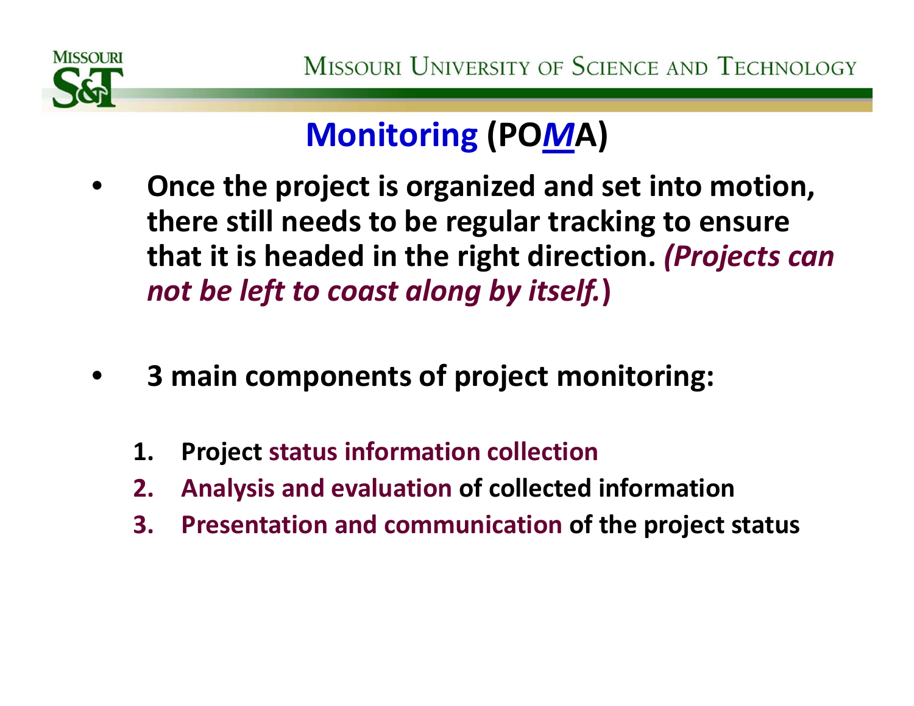# Monitoring (PO*M*A)

- **Once the project is organized and set into motion, there still needs to be regular tracking to ensure that it is headed in the right direction.** ***(Projects can not be left to coast along by itself.)***

- **3 main components of project monitoring:**

  1. **Project status information collection**
  2. **Analysis and evaluation of collected information**
  3. **Presentation and communication of the project status**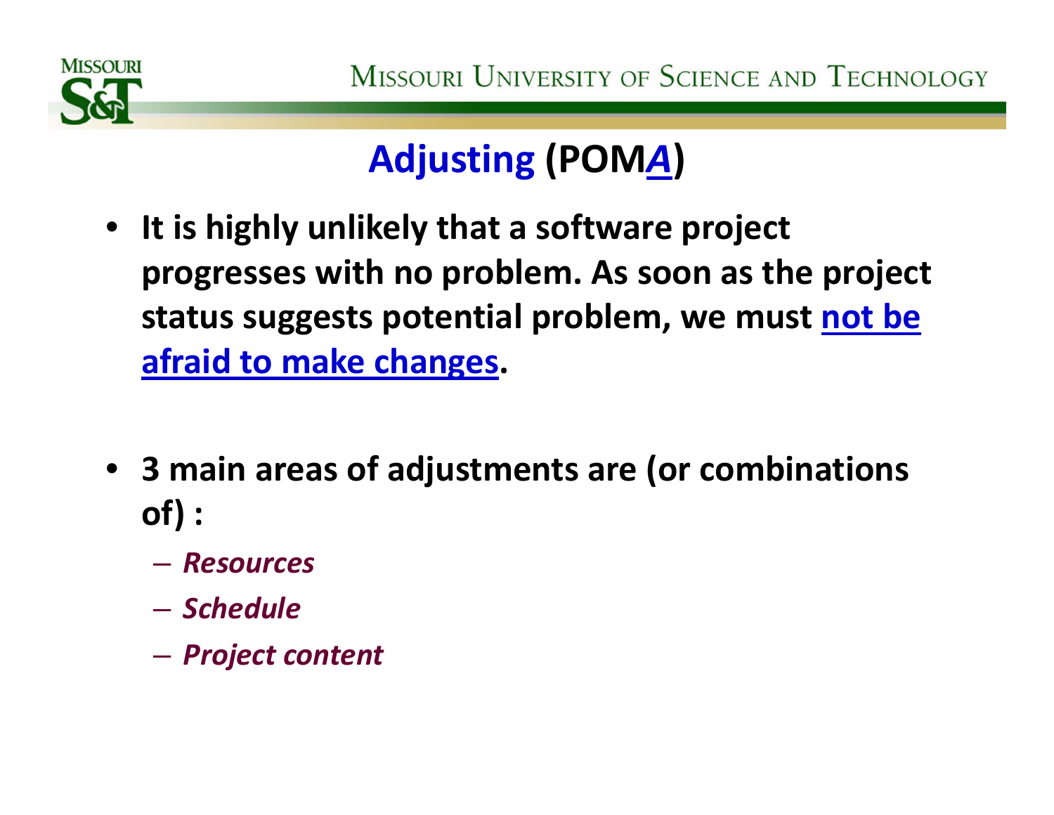# Adjusting (POM*A*)

- **It is highly unlikely that a software project progresses with no problem. As soon as the project status suggests potential problem, we must not be afraid to make changes.**

- **3 main areas of adjustments are (or combinations of) :**
  - ***Resources***
  - ***Schedule***
  - ***Project content***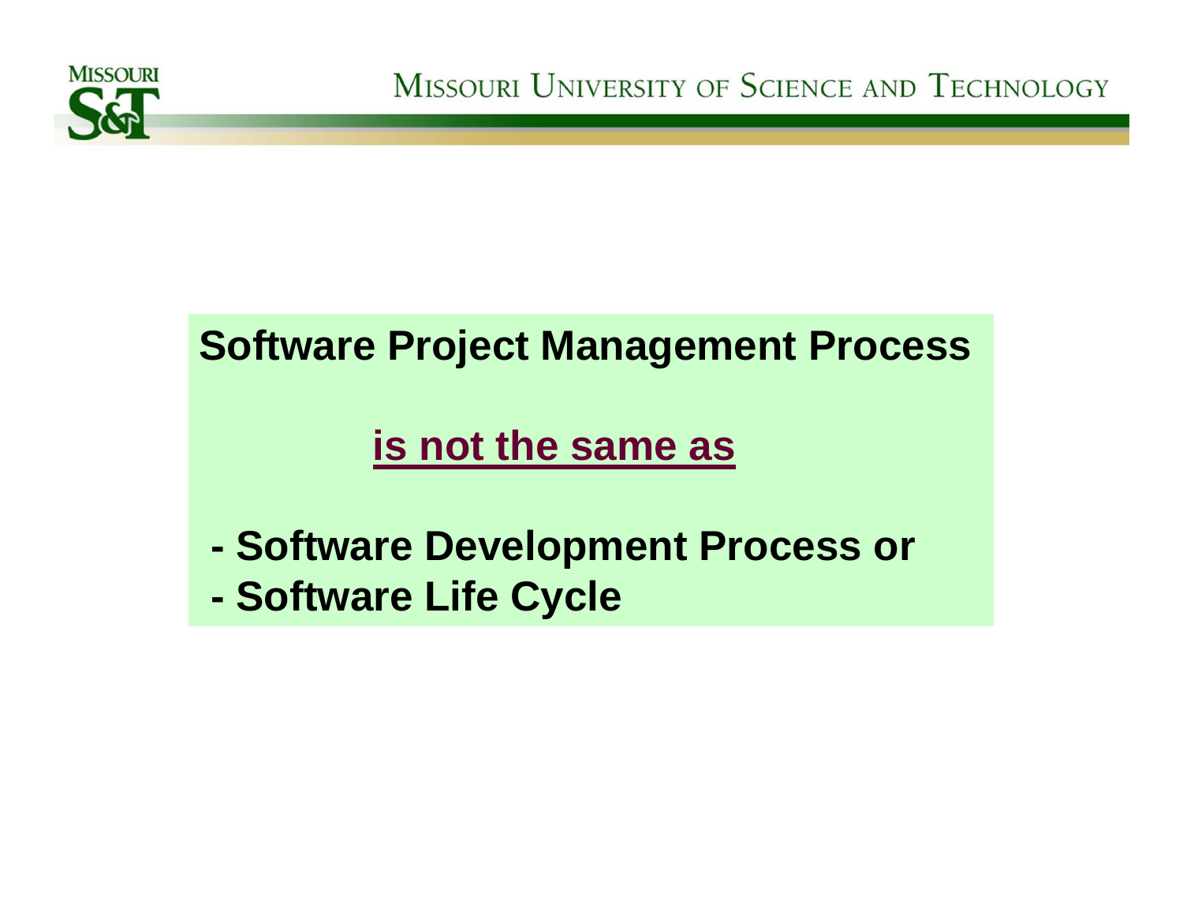**Software Project Management Process**

**is not the same as**

- **Software Development Process or**
- **Software Life Cycle**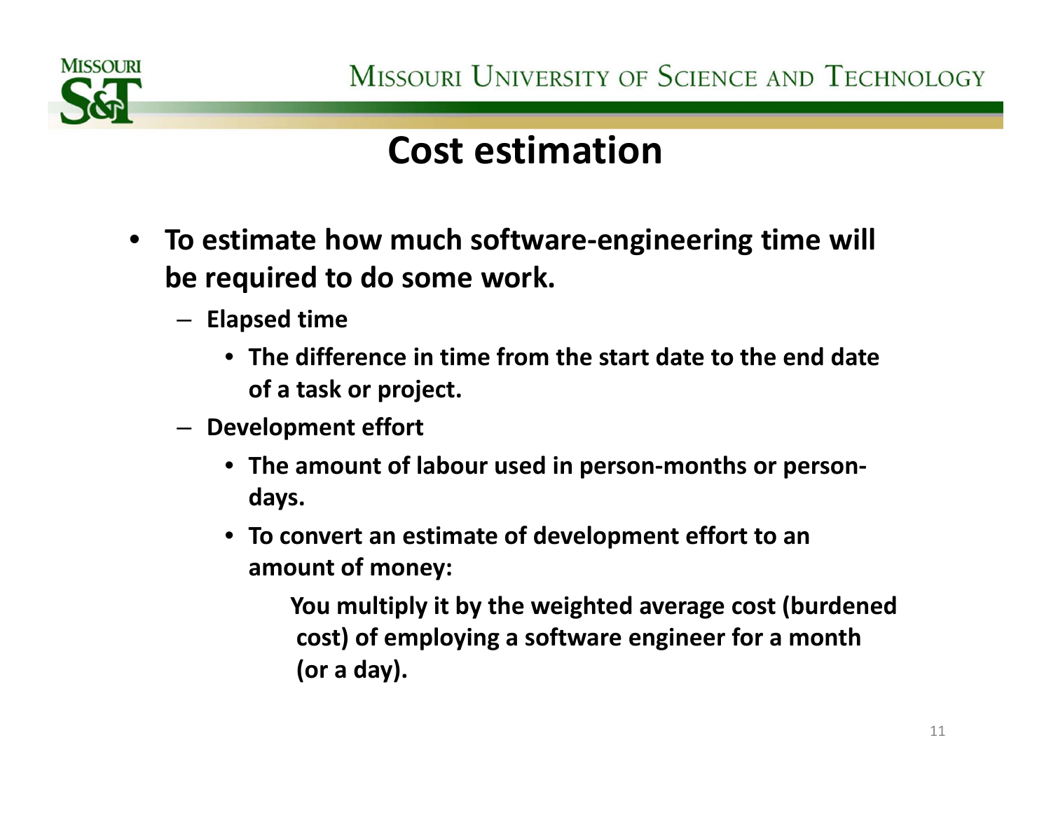# Cost estimation

- To estimate how much software-engineering time will be required to do some work.
  - Elapsed time
    - The difference in time from the start date to the end date of a task or project.
  - Development effort
    - The amount of labour used in person-months or person-days.
    - To convert an estimate of development effort to an amount of money:

      You multiply it by the weighted average cost (burdened cost) of employing a software engineer for a month (or a day).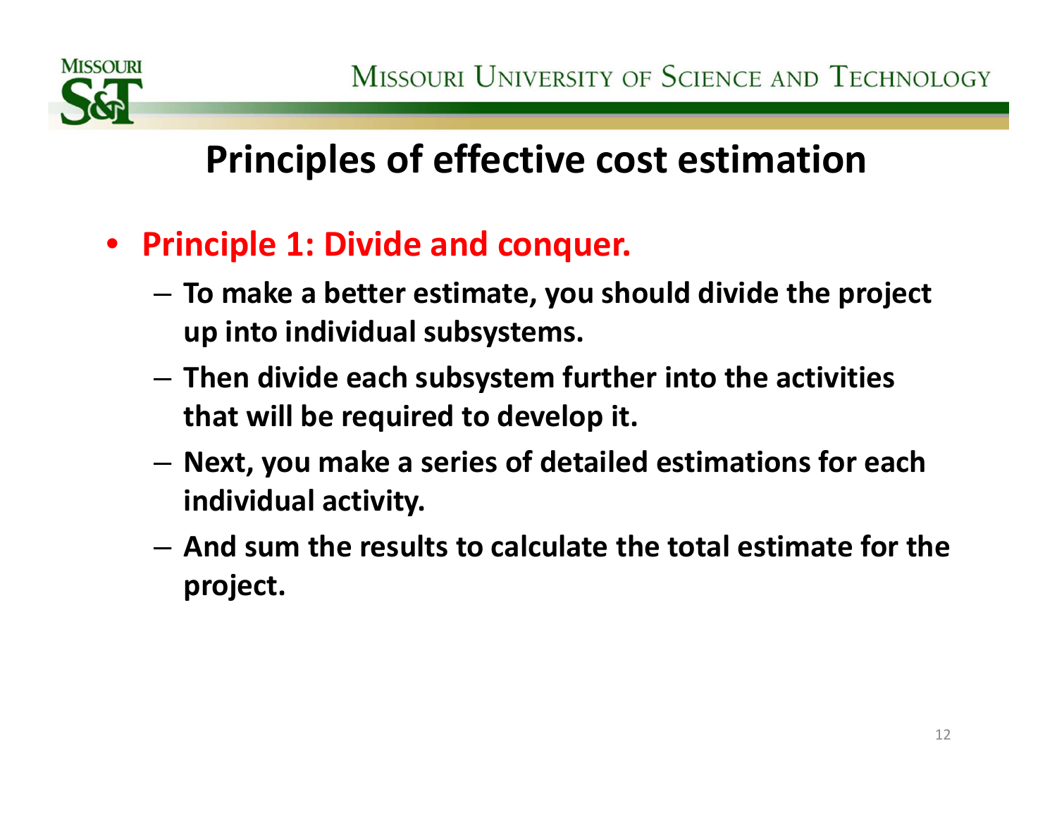# Principles of effective cost estimation

- **Principle 1: Divide and conquer.**
  - **To make a better estimate, you should divide the project up into individual subsystems.**
  - **Then divide each subsystem further into the activities that will be required to develop it.**
  - **Next, you make a series of detailed estimations for each individual activity.**
  - **And sum the results to calculate the total estimate for the project.**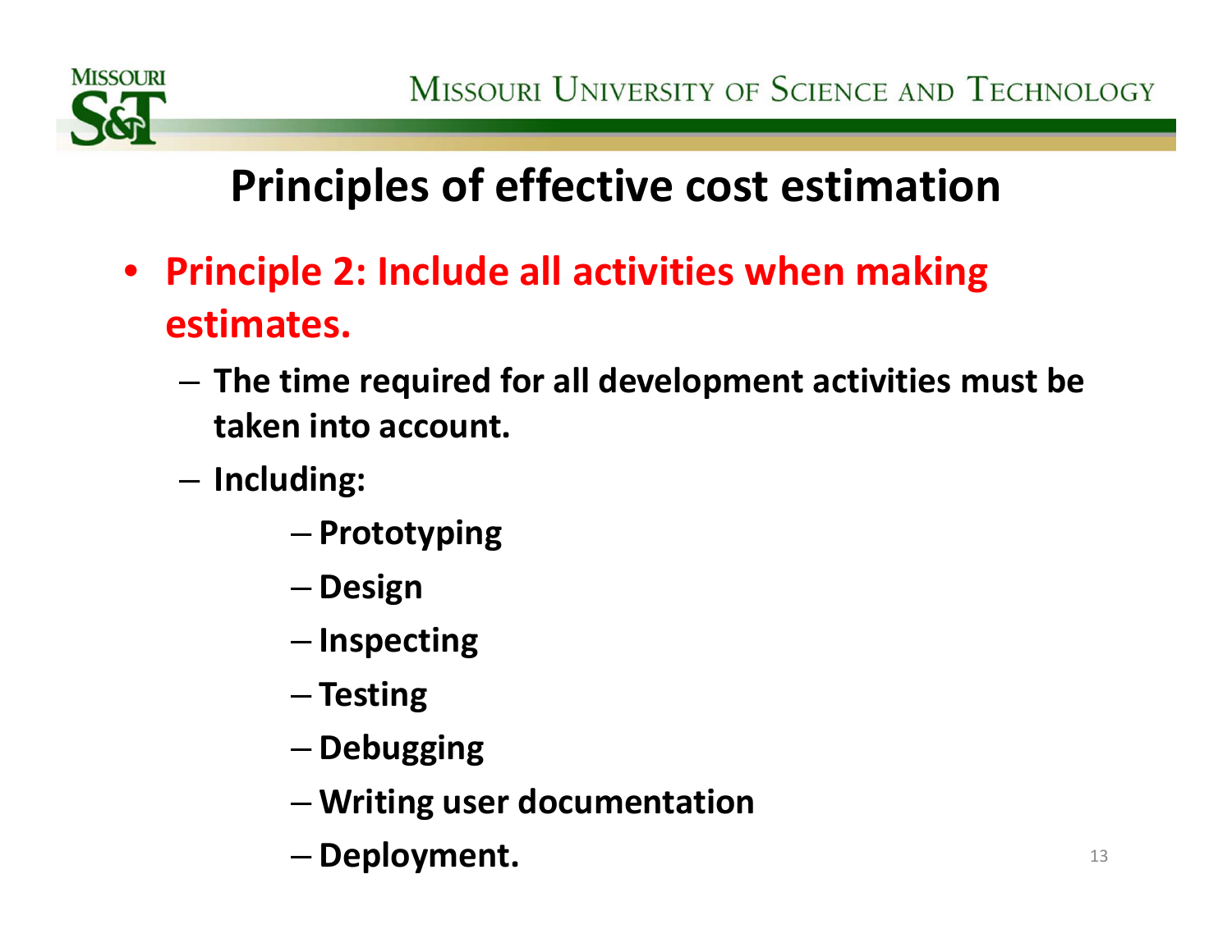# Principles of effective cost estimation

- **Principle 2: Include all activities when making estimates.**
  - **The time required for all development activities must be taken into account.**
  - **Including:**
    - **Prototyping**
    - **Design**
    - **Inspecting**
    - **Testing**
    - **Debugging**
    - **Writing user documentation**
    - **Deployment.**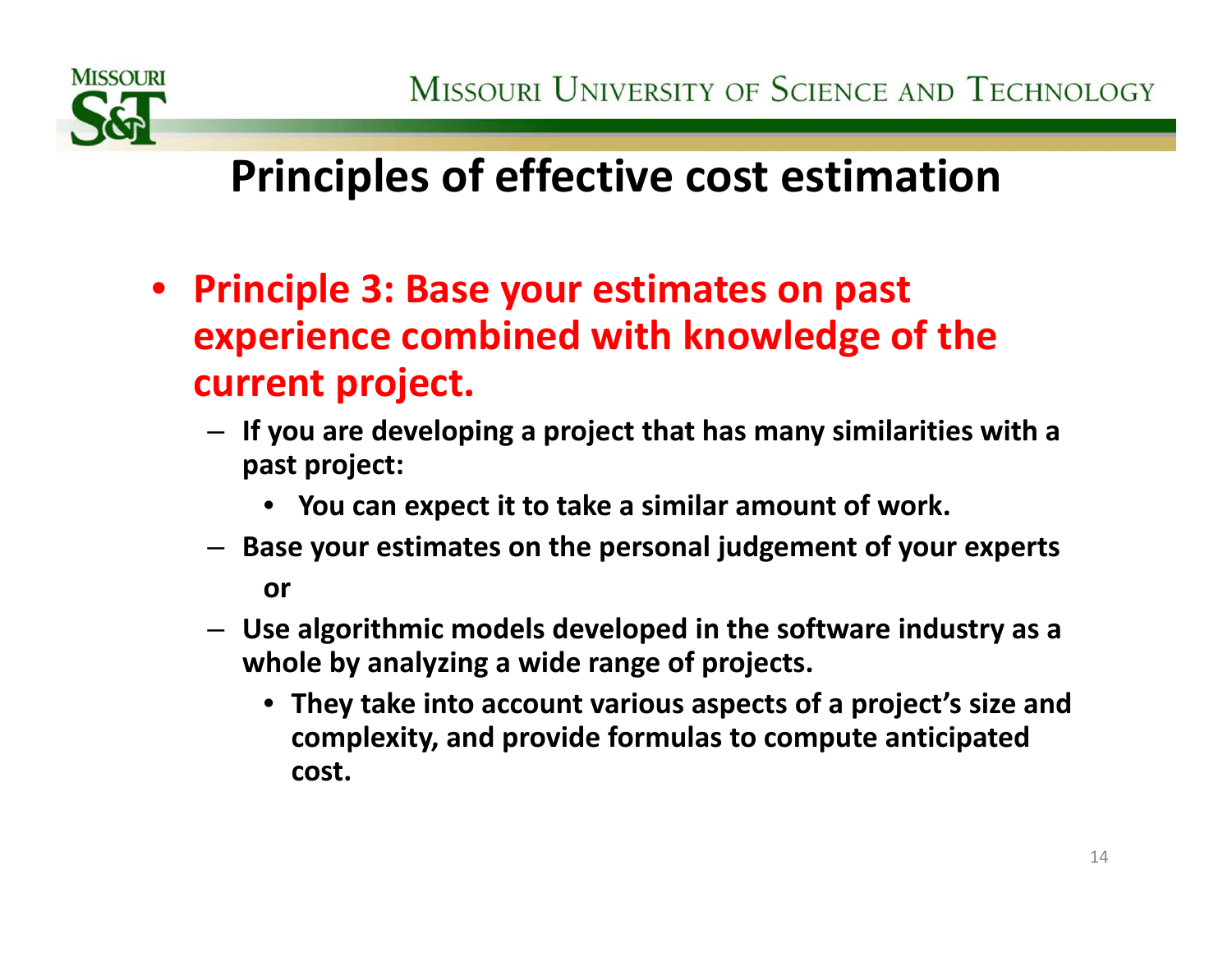# Principles of effective cost estimation

- **Principle 3: Base your estimates on past experience combined with knowledge of the current project.**
  - If you are developing a project that has many similarities with a past project:
    - You can expect it to take a similar amount of work.
  - Base your estimates on the personal judgement of your experts

    or
  - Use algorithmic models developed in the software industry as a whole by analyzing a wide range of projects.
    - They take into account various aspects of a project's size and complexity, and provide formulas to compute anticipated cost.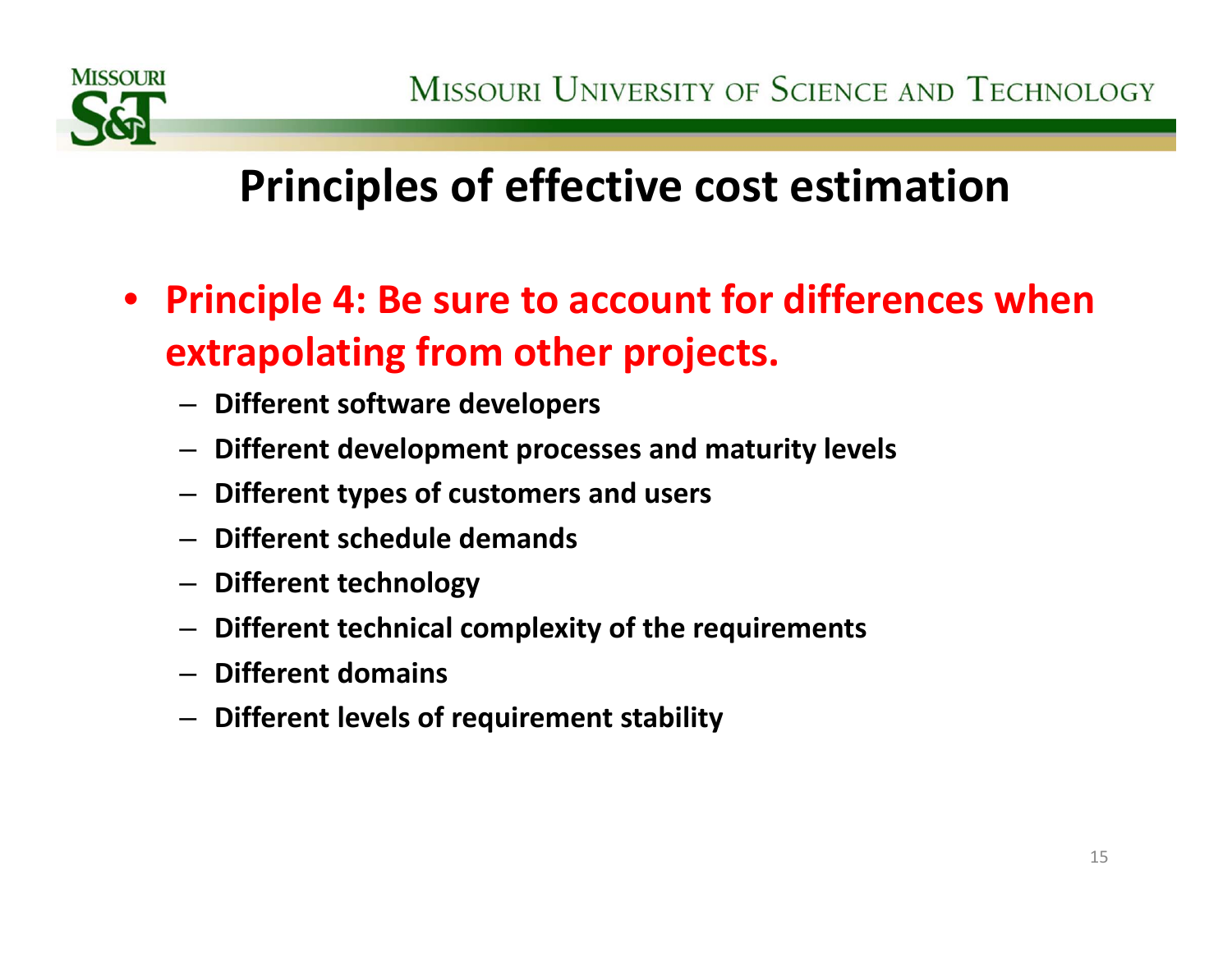# Principles of effective cost estimation

- **Principle 4: Be sure to account for differences when extrapolating from other projects.**
  - **Different software developers**
  - **Different development processes and maturity levels**
  - **Different types of customers and users**
  - **Different schedule demands**
  - **Different technology**
  - **Different technical complexity of the requirements**
  - **Different domains**
  - **Different levels of requirement stability**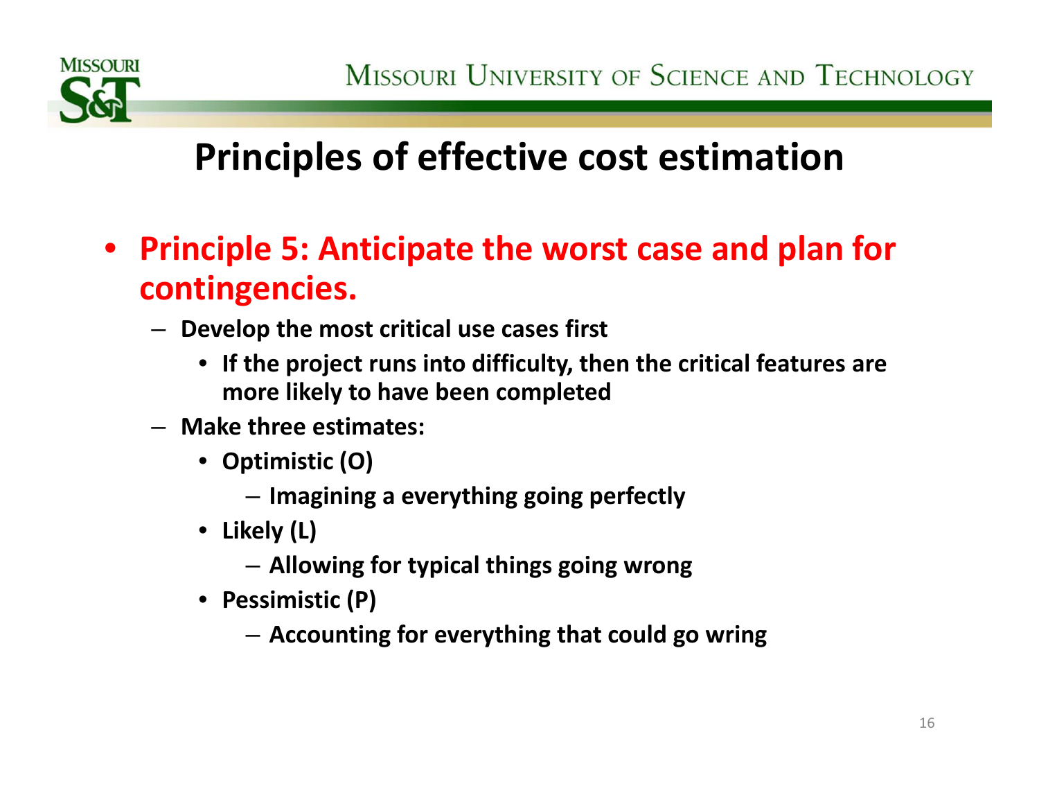# Principles of effective cost estimation

- **Principle 5: Anticipate the worst case and plan for contingencies.**
  - **Develop the most critical use cases first**
    - **If the project runs into difficulty, then the critical features are more likely to have been completed**
  - **Make three estimates:**
    - **Optimistic (O)**
      - **Imagining a everything going perfectly**
    - **Likely (L)**
      - **Allowing for typical things going wrong**
    - **Pessimistic (P)**
      - **Accounting for everything that could go wring**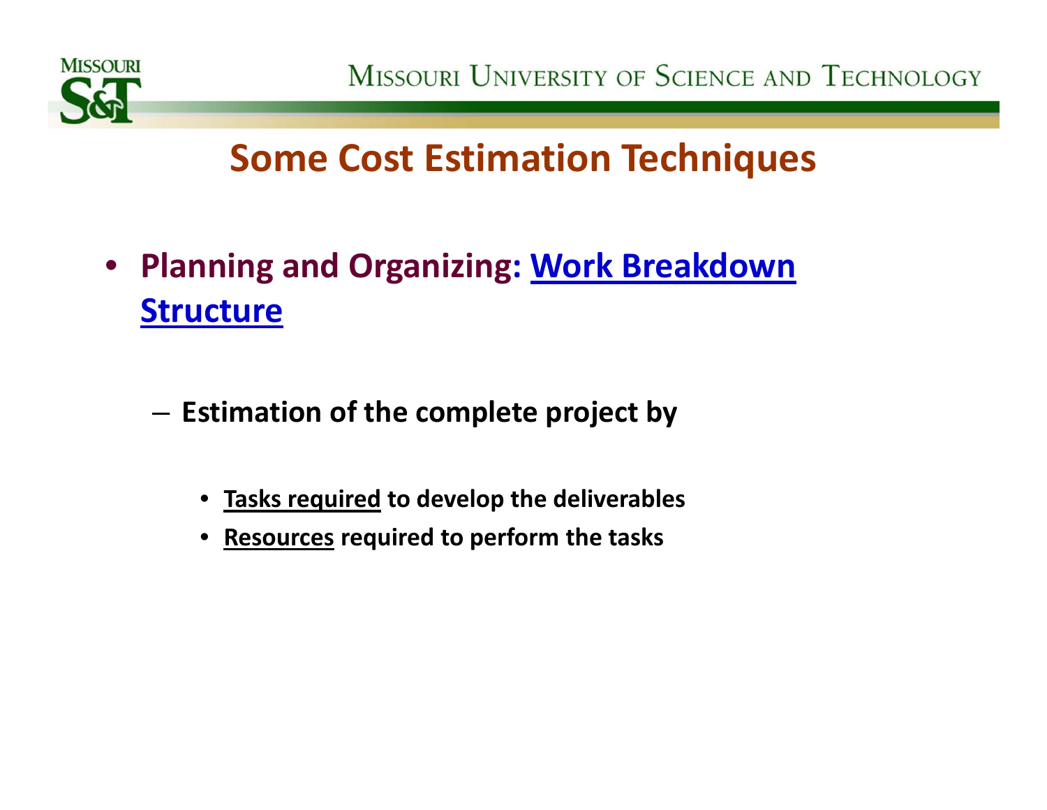# Some Cost Estimation Techniques

- **Planning and Organizing: Work Breakdown Structure**
  - **Estimation of the complete project by**
    - **Tasks required to develop the deliverables**
    - **Resources required to perform the tasks**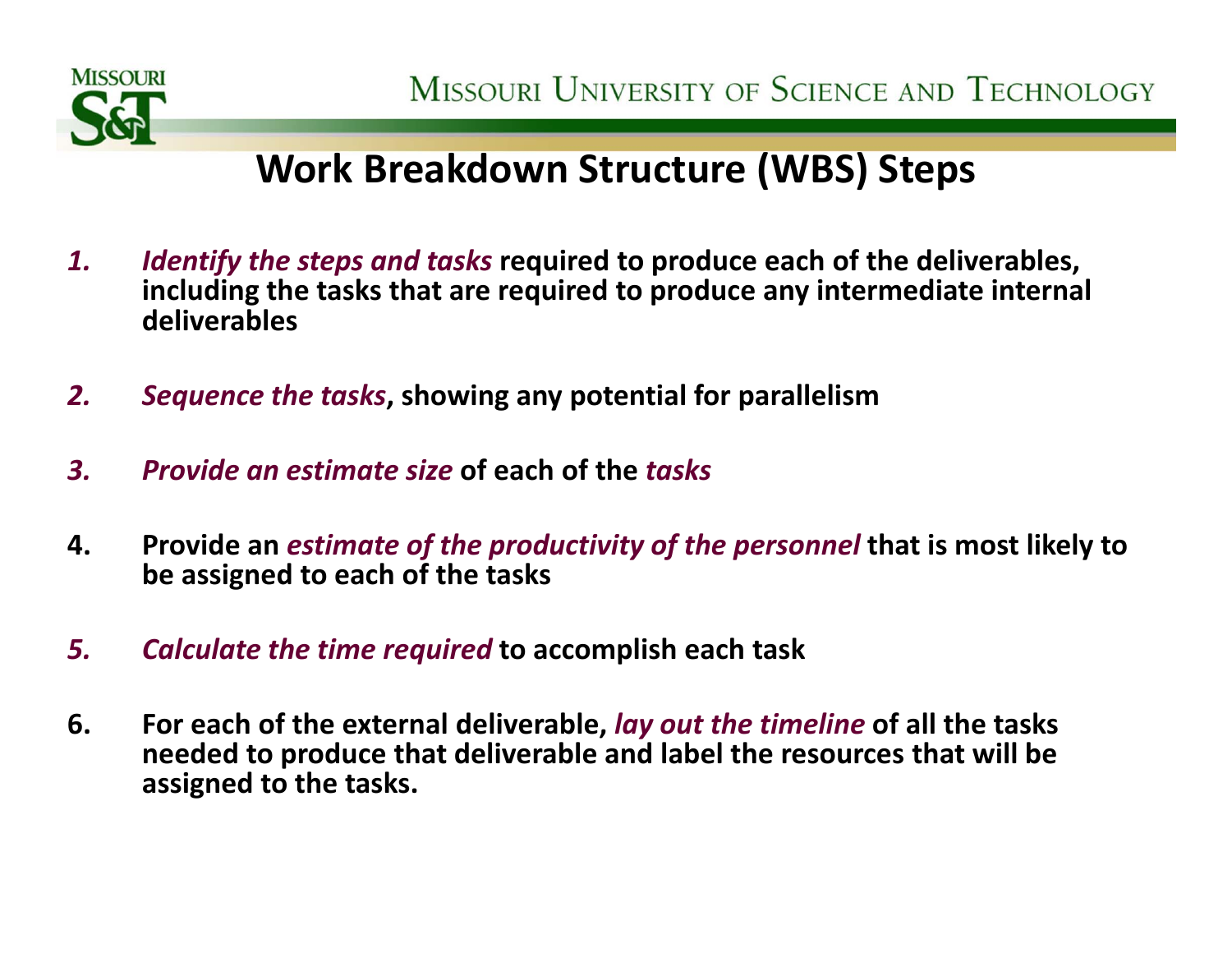# Work Breakdown Structure (WBS) Steps

1. ***Identify the steps and tasks*** **required to produce each of the deliverables, including the tasks that are required to produce any intermediate internal deliverables**

2. ***Sequence the tasks*****, showing any potential for parallelism**

3. ***Provide an estimate size*** **of each of the** ***tasks***

4. **Provide an** ***estimate of the productivity of the personnel*** **that is most likely to be assigned to each of the tasks**

5. ***Calculate the time required*** **to accomplish each task**

6. **For each of the external deliverable,** ***lay out the timeline*** **of all the tasks needed to produce that deliverable and label the resources that will be assigned to the tasks.**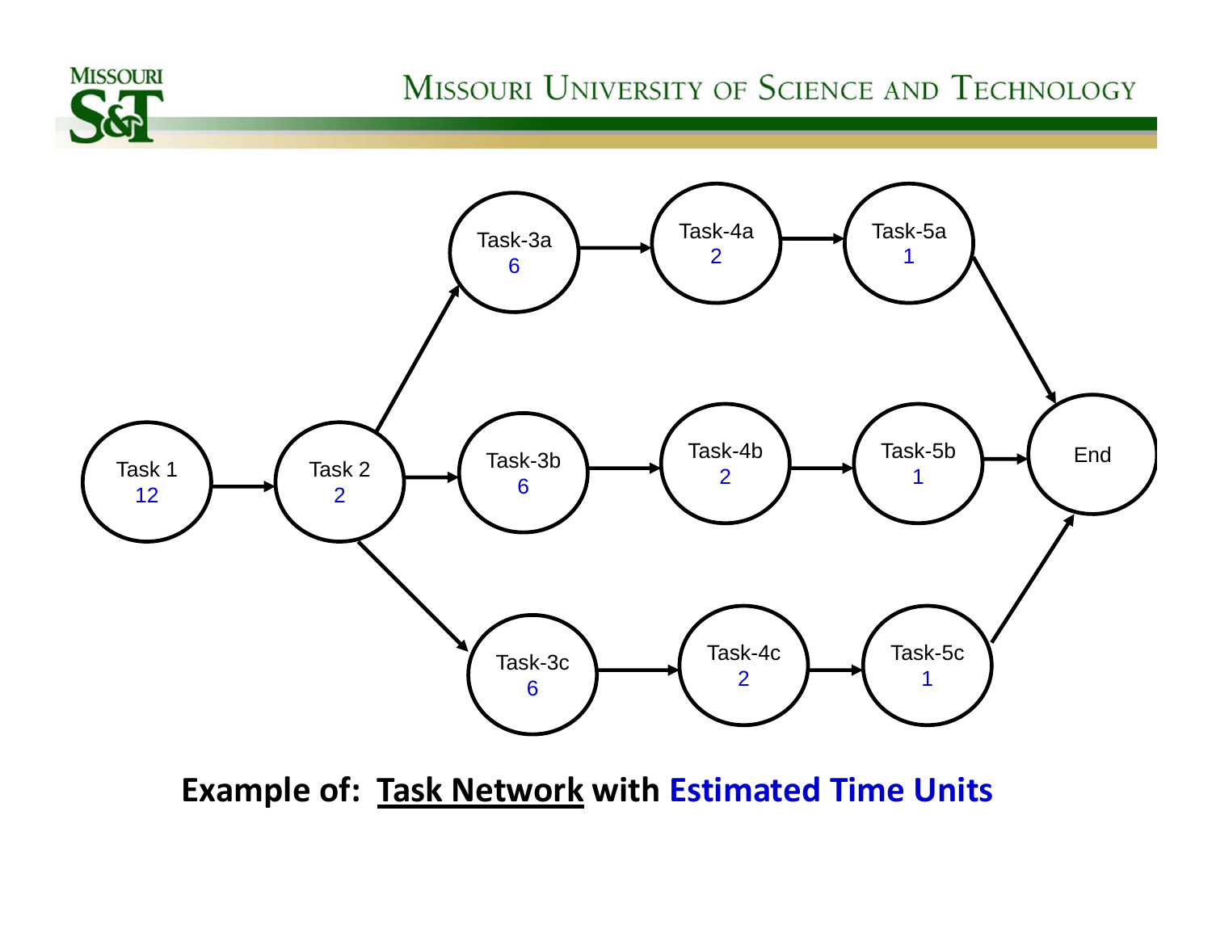Task 1
12

Task 2
2

Task-3a
6

Task-4a
2

Task-5a
1

Task-3b
6

Task-4b
2

Task-5b
1

Task-3c
6

Task-4c
2

Task-5c
1

End

**Example of: <u>Task Network</u> with Estimated Time Units**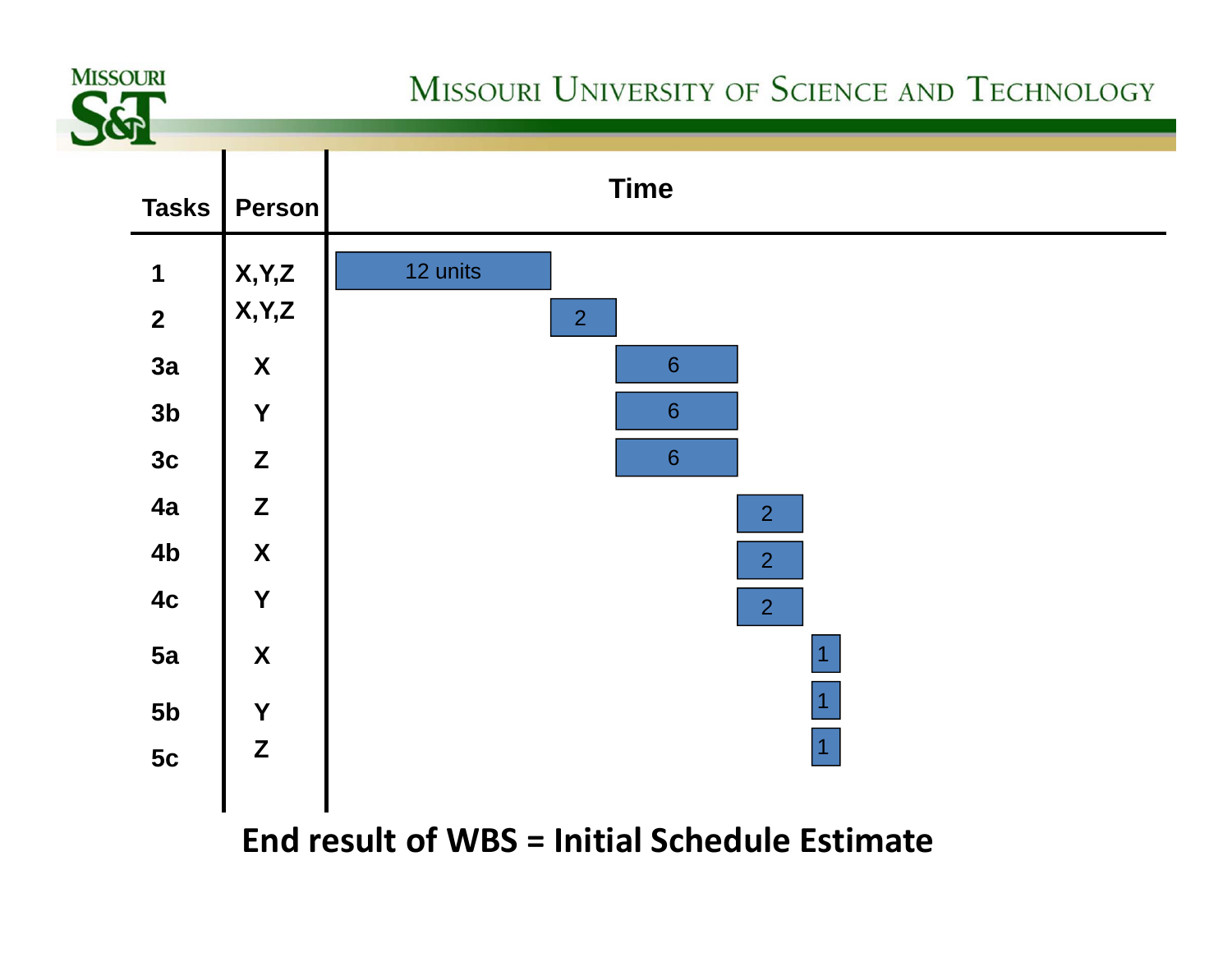| Tasks | Person | Time |
|---|---|---|
| 1 | X,Y,Z | 12 units |
| 2 | X,Y,Z | 2 |
| 3a | X | 6 |
| 3b | Y | 6 |
| 3c | Z | 6 |
| 4a | Z | 2 |
| 4b | X | 2 |
| 4c | Y | 2 |
| 5a | X | 1 |
| 5b | Y | 1 |
| 5c | Z | 1 |

**End result of WBS = Initial Schedule Estimate**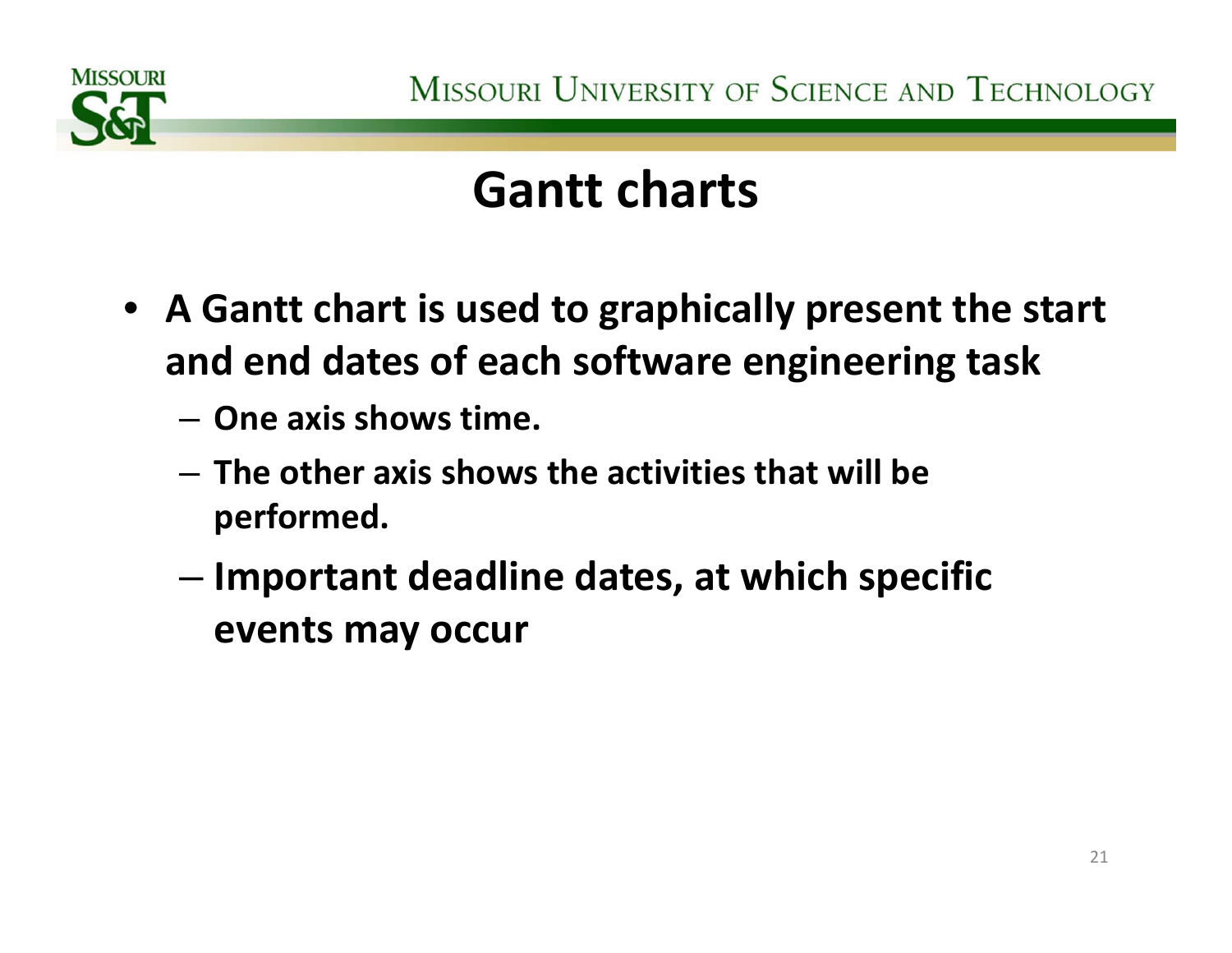# Gantt charts

- **A Gantt chart is used to graphically present the start and end dates of each software engineering task**
  - **One axis shows time.**
  - **The other axis shows the activities that will be performed.**
  - **Important deadline dates, at which specific events may occur**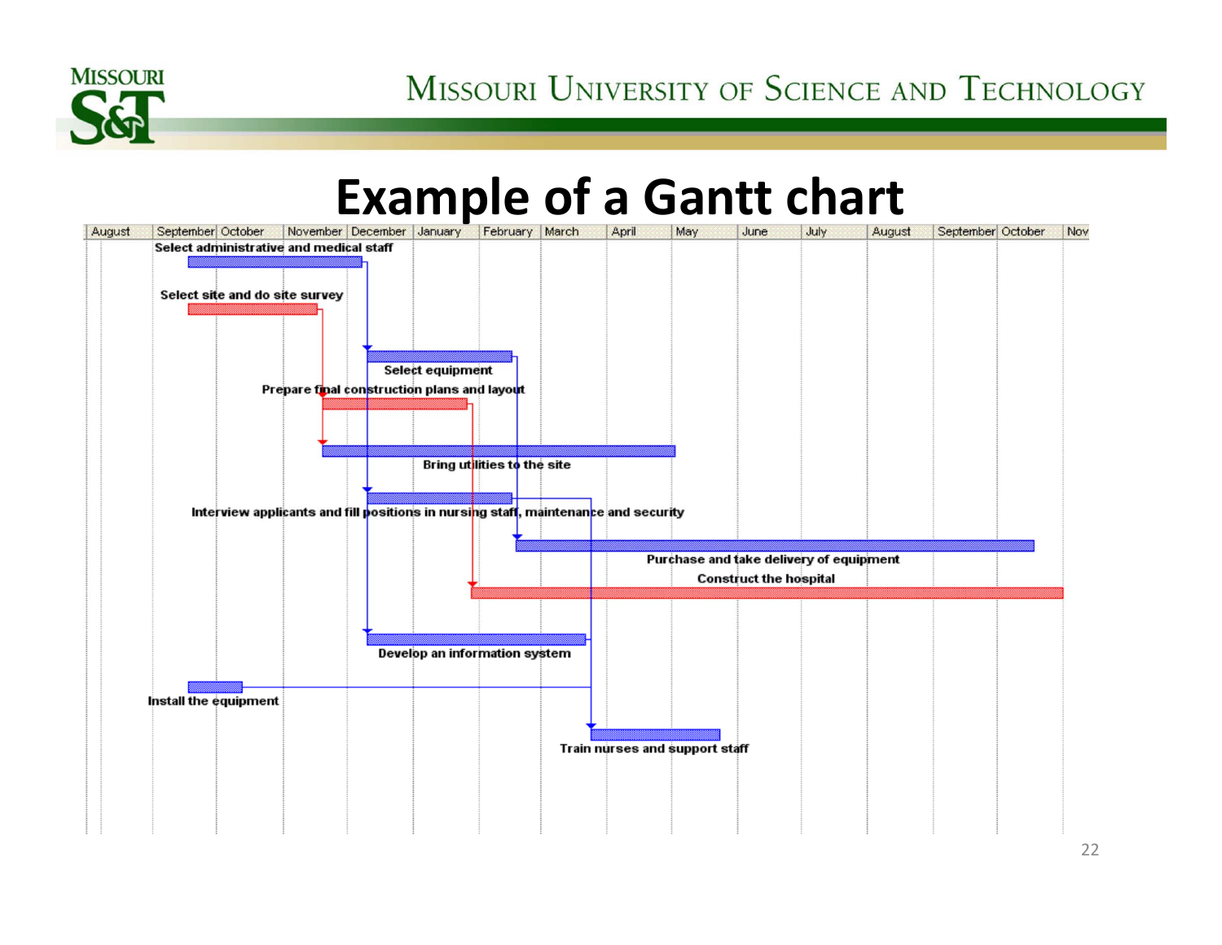# Example of a Gantt chart

August | September | October | November | December | January | February | March | April | May | June | July | August | September | October | Nov

- Select administrative and medical staff
- Select site and do site survey
- Select equipment
- Prepare final construction plans and layout
- Bring utilities to the site
- Interview applicants and fill positions in nursing staff, maintenance and security
- Purchase and take delivery of equipment
- Construct the hospital
- Develop an information system
- Install the equipment
- Train nurses and support staff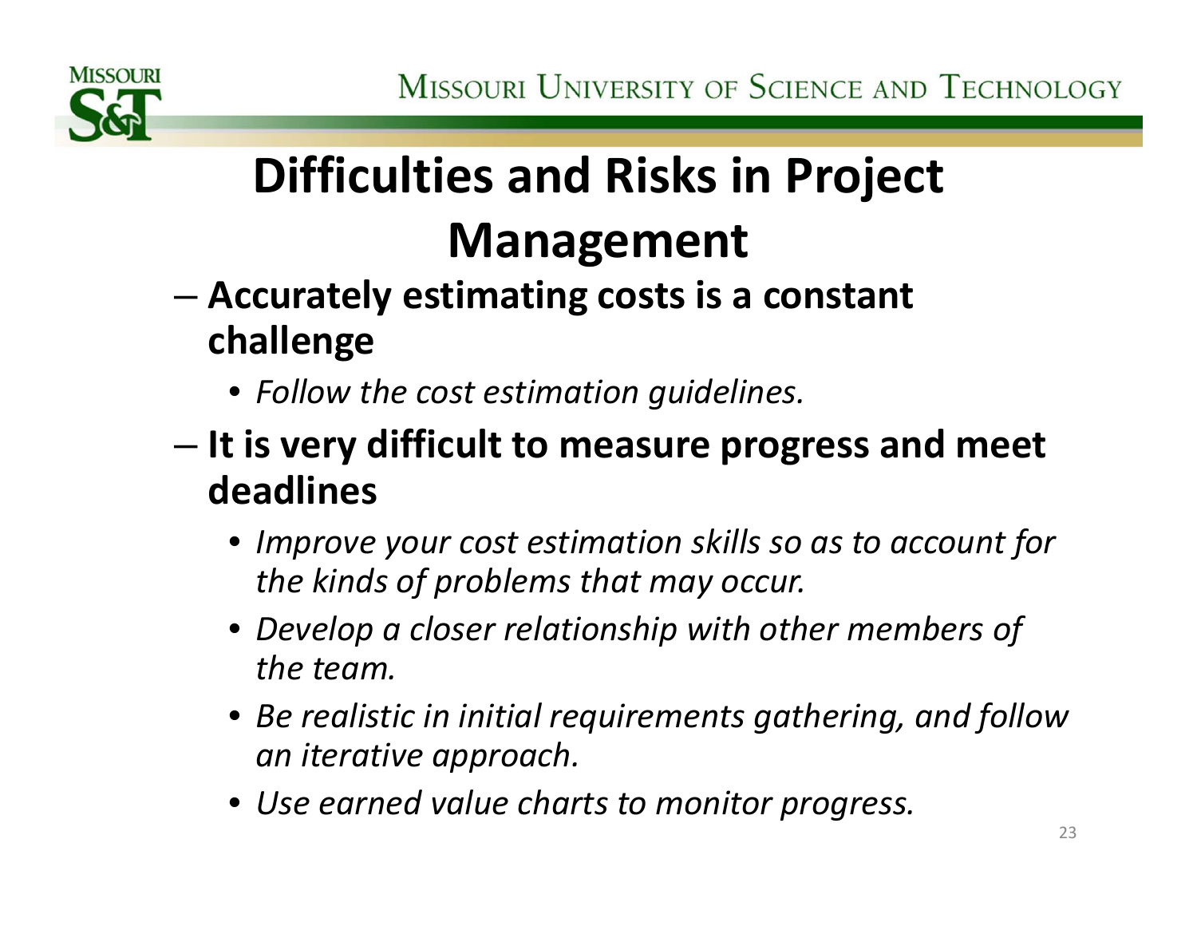# Difficulties and Risks in Project Management

- **Accurately estimating costs is a constant challenge**
  - *Follow the cost estimation guidelines.*
- **It is very difficult to measure progress and meet deadlines**
  - *Improve your cost estimation skills so as to account for the kinds of problems that may occur.*
  - *Develop a closer relationship with other members of the team.*
  - *Be realistic in initial requirements gathering, and follow an iterative approach.*
  - *Use earned value charts to monitor progress.*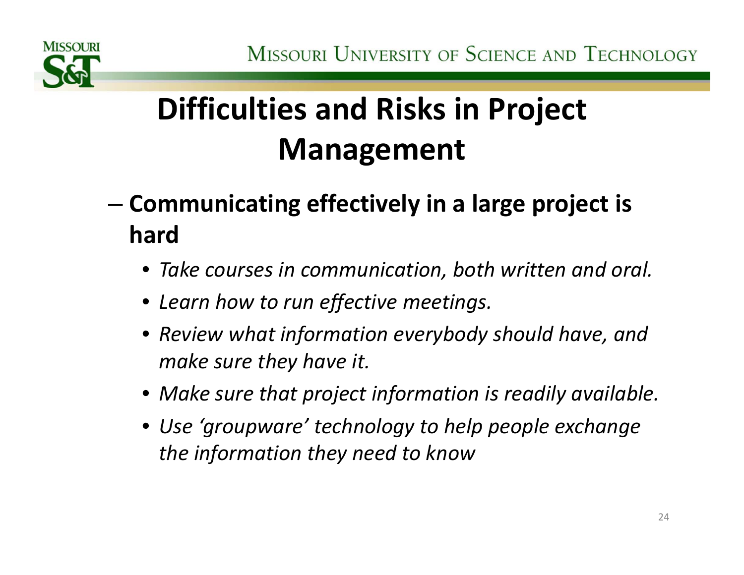# Difficulties and Risks in Project Management

- **Communicating effectively in a large project is hard**
  - *Take courses in communication, both written and oral.*
  - *Learn how to run effective meetings.*
  - *Review what information everybody should have, and make sure they have it.*
  - *Make sure that project information is readily available.*
  - *Use 'groupware' technology to help people exchange the information they need to know*